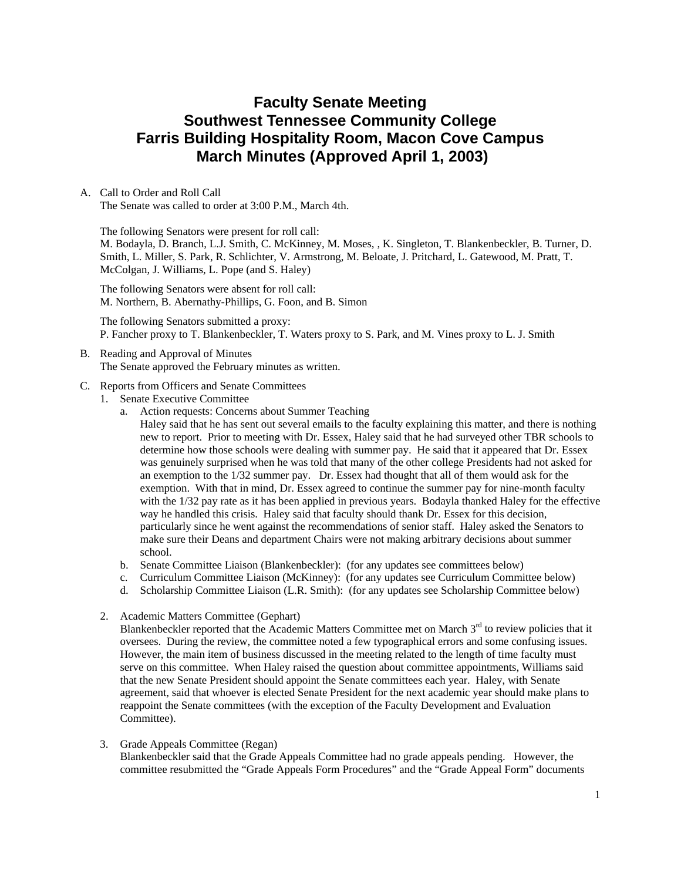# Faculty Senate Meeting
# Southwest Tennessee Community College
# Farris Building Hospitality Room, Macon Cove Campus
# March Minutes (Approved April 1, 2003)

A. Call to Order and Roll Call

The Senate was called to order at 3:00 P.M., March 4th.

The following Senators were present for roll call:
M. Bodayla, D. Branch, L.J. Smith, C. McKinney, M. Moses, , K. Singleton, T. Blankenbeckler, B. Turner, D. Smith, L. Miller, S. Park, R. Schlichter, V. Armstrong, M. Beloate, J. Pritchard, L. Gatewood, M. Pratt, T. McColgan, J. Williams, L. Pope (and S. Haley)

The following Senators were absent for roll call:
M. Northern, B. Abernathy-Phillips, G. Foon, and B. Simon

The following Senators submitted a proxy:
P. Fancher proxy to T. Blankenbeckler, T. Waters proxy to S. Park, and M. Vines proxy to L. J. Smith

B. Reading and Approval of Minutes

The Senate approved the February minutes as written.

C. Reports from Officers and Senate Committees

1. Senate Executive Committee
   a. Action requests: Concerns about Summer Teaching
      Haley said that he has sent out several emails to the faculty explaining this matter, and there is nothing new to report. Prior to meeting with Dr. Essex, Haley said that he had surveyed other TBR schools to determine how those schools were dealing with summer pay. He said that it appeared that Dr. Essex was genuinely surprised when he was told that many of the other college Presidents had not asked for an exemption to the 1/32 summer pay. Dr. Essex had thought that all of them would ask for the exemption. With that in mind, Dr. Essex agreed to continue the summer pay for nine-month faculty with the 1/32 pay rate as it has been applied in previous years. Bodayla thanked Haley for the effective way he handled this crisis. Haley said that faculty should thank Dr. Essex for this decision, particularly since he went against the recommendations of senior staff. Haley asked the Senators to make sure their Deans and department Chairs were not making arbitrary decisions about summer school.
   b. Senate Committee Liaison (Blankenbeckler): (for any updates see committees below)
   c. Curriculum Committee Liaison (McKinney): (for any updates see Curriculum Committee below)
   d. Scholarship Committee Liaison (L.R. Smith): (for any updates see Scholarship Committee below)

2. Academic Matters Committee (Gephart)
   Blankenbeckler reported that the Academic Matters Committee met on March 3rd to review policies that it oversees. During the review, the committee noted a few typographical errors and some confusing issues. However, the main item of business discussed in the meeting related to the length of time faculty must serve on this committee. When Haley raised the question about committee appointments, Williams said that the new Senate President should appoint the Senate committees each year. Haley, with Senate agreement, said that whoever is elected Senate President for the next academic year should make plans to reappoint the Senate committees (with the exception of the Faculty Development and Evaluation Committee).

3. Grade Appeals Committee (Regan)
   Blankenbeckler said that the Grade Appeals Committee had no grade appeals pending. However, the committee resubmitted the "Grade Appeals Form Procedures" and the "Grade Appeal Form" documents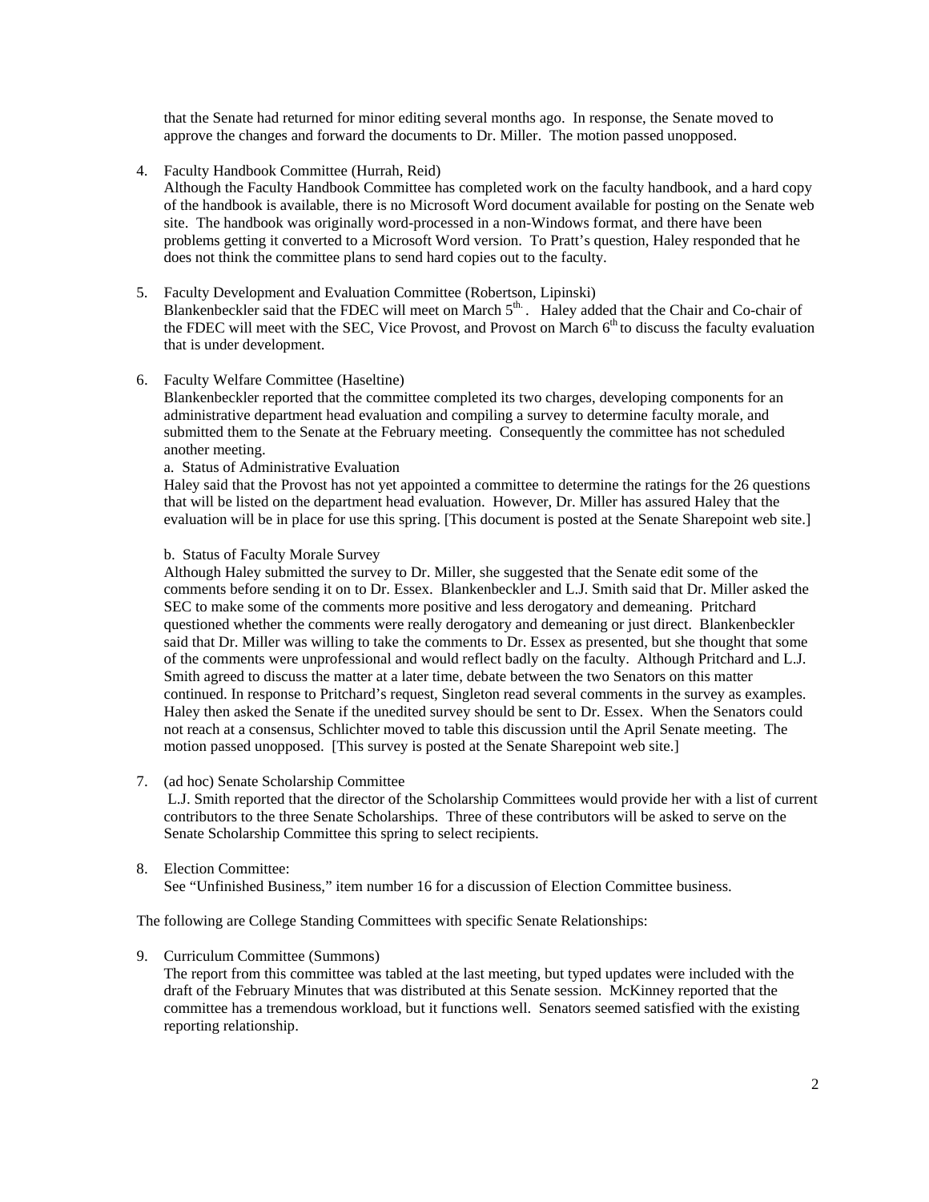that the Senate had returned for minor editing several months ago. In response, the Senate moved to approve the changes and forward the documents to Dr. Miller. The motion passed unopposed.

4. Faculty Handbook Committee (Hurrah, Reid)
   Although the Faculty Handbook Committee has completed work on the faculty handbook, and a hard copy of the handbook is available, there is no Microsoft Word document available for posting on the Senate web site. The handbook was originally word-processed in a non-Windows format, and there have been problems getting it converted to a Microsoft Word version. To Pratt's question, Haley responded that he does not think the committee plans to send hard copies out to the faculty.

5. Faculty Development and Evaluation Committee (Robertson, Lipinski)
   Blankenbeckler said that the FDEC will meet on March 5th. Haley added that the Chair and Co-chair of the FDEC will meet with the SEC, Vice Provost, and Provost on March 6th to discuss the faculty evaluation that is under development.

6. Faculty Welfare Committee (Haseltine)
   Blankenbeckler reported that the committee completed its two charges, developing components for an administrative department head evaluation and compiling a survey to determine faculty morale, and submitted them to the Senate at the February meeting. Consequently the committee has not scheduled another meeting.

   a. Status of Administrative Evaluation
   Haley said that the Provost has not yet appointed a committee to determine the ratings for the 26 questions that will be listed on the department head evaluation. However, Dr. Miller has assured Haley that the evaluation will be in place for use this spring. [This document is posted at the Senate Sharepoint web site.]

   b. Status of Faculty Morale Survey
   Although Haley submitted the survey to Dr. Miller, she suggested that the Senate edit some of the comments before sending it on to Dr. Essex. Blankenbeckler and L.J. Smith said that Dr. Miller asked the SEC to make some of the comments more positive and less derogatory and demeaning. Pritchard questioned whether the comments were really derogatory and demeaning or just direct. Blankenbeckler said that Dr. Miller was willing to take the comments to Dr. Essex as presented, but she thought that some of the comments were unprofessional and would reflect badly on the faculty. Although Pritchard and L.J. Smith agreed to discuss the matter at a later time, debate between the two Senators on this matter continued. In response to Pritchard's request, Singleton read several comments in the survey as examples. Haley then asked the Senate if the unedited survey should be sent to Dr. Essex. When the Senators could not reach at a consensus, Schlichter moved to table this discussion until the April Senate meeting. The motion passed unopposed. [This survey is posted at the Senate Sharepoint web site.]

7. (ad hoc) Senate Scholarship Committee
   L.J. Smith reported that the director of the Scholarship Committees would provide her with a list of current contributors to the three Senate Scholarships. Three of these contributors will be asked to serve on the Senate Scholarship Committee this spring to select recipients.

8. Election Committee:
   See "Unfinished Business," item number 16 for a discussion of Election Committee business.

The following are College Standing Committees with specific Senate Relationships:

9. Curriculum Committee (Summons)
   The report from this committee was tabled at the last meeting, but typed updates were included with the draft of the February Minutes that was distributed at this Senate session. McKinney reported that the committee has a tremendous workload, but it functions well. Senators seemed satisfied with the existing reporting relationship.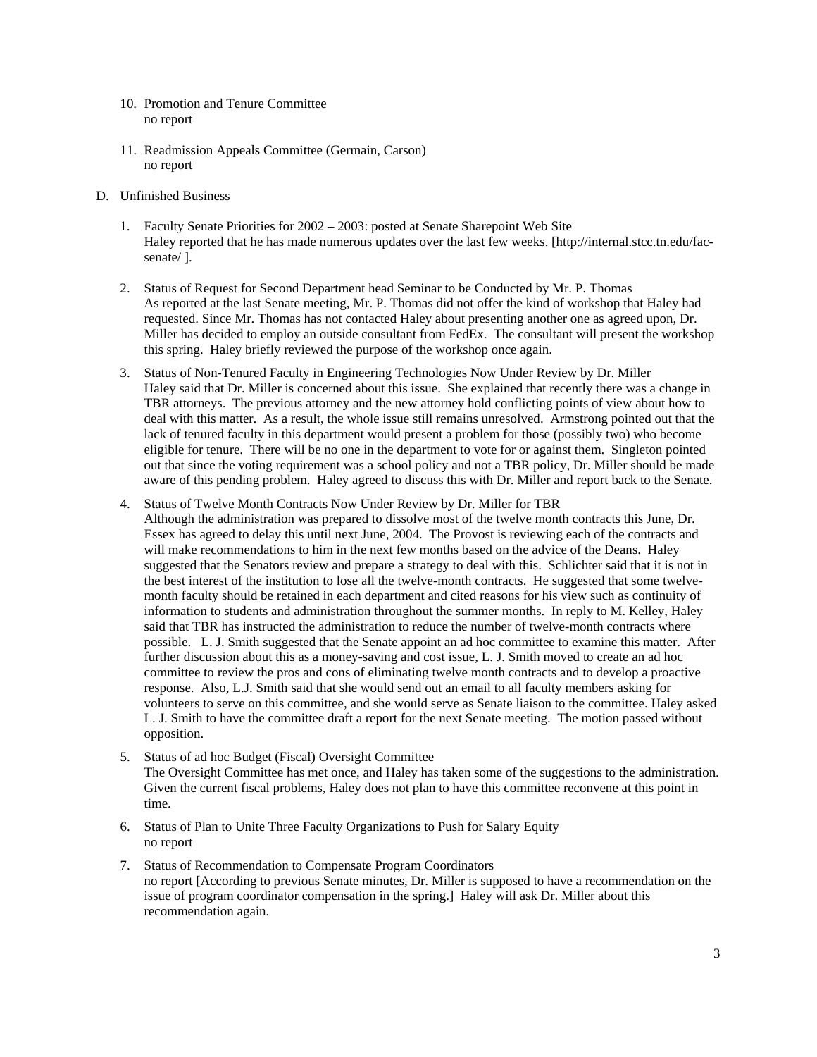10. Promotion and Tenure Committee
    no report

11. Readmission Appeals Committee (Germain, Carson)
    no report

D. Unfinished Business

1. Faculty Senate Priorities for 2002 – 2003: posted at Senate Sharepoint Web Site
   Haley reported that he has made numerous updates over the last few weeks. [http://internal.stcc.tn.edu/fac-senate/ ].

2. Status of Request for Second Department head Seminar to be Conducted by Mr. P. Thomas
   As reported at the last Senate meeting, Mr. P. Thomas did not offer the kind of workshop that Haley had requested. Since Mr. Thomas has not contacted Haley about presenting another one as agreed upon, Dr. Miller has decided to employ an outside consultant from FedEx. The consultant will present the workshop this spring. Haley briefly reviewed the purpose of the workshop once again.

3. Status of Non-Tenured Faculty in Engineering Technologies Now Under Review by Dr. Miller
   Haley said that Dr. Miller is concerned about this issue. She explained that recently there was a change in TBR attorneys. The previous attorney and the new attorney hold conflicting points of view about how to deal with this matter. As a result, the whole issue still remains unresolved. Armstrong pointed out that the lack of tenured faculty in this department would present a problem for those (possibly two) who become eligible for tenure. There will be no one in the department to vote for or against them. Singleton pointed out that since the voting requirement was a school policy and not a TBR policy, Dr. Miller should be made aware of this pending problem. Haley agreed to discuss this with Dr. Miller and report back to the Senate.

4. Status of Twelve Month Contracts Now Under Review by Dr. Miller for TBR
   Although the administration was prepared to dissolve most of the twelve month contracts this June, Dr. Essex has agreed to delay this until next June, 2004. The Provost is reviewing each of the contracts and will make recommendations to him in the next few months based on the advice of the Deans. Haley suggested that the Senators review and prepare a strategy to deal with this. Schlichter said that it is not in the best interest of the institution to lose all the twelve-month contracts. He suggested that some twelve-month faculty should be retained in each department and cited reasons for his view such as continuity of information to students and administration throughout the summer months. In reply to M. Kelley, Haley said that TBR has instructed the administration to reduce the number of twelve-month contracts where possible. L. J. Smith suggested that the Senate appoint an ad hoc committee to examine this matter. After further discussion about this as a money-saving and cost issue, L. J. Smith moved to create an ad hoc committee to review the pros and cons of eliminating twelve month contracts and to develop a proactive response. Also, L.J. Smith said that she would send out an email to all faculty members asking for volunteers to serve on this committee, and she would serve as Senate liaison to the committee. Haley asked L. J. Smith to have the committee draft a report for the next Senate meeting. The motion passed without opposition.

5. Status of ad hoc Budget (Fiscal) Oversight Committee
   The Oversight Committee has met once, and Haley has taken some of the suggestions to the administration. Given the current fiscal problems, Haley does not plan to have this committee reconvene at this point in time.

6. Status of Plan to Unite Three Faculty Organizations to Push for Salary Equity
   no report

7. Status of Recommendation to Compensate Program Coordinators
   no report [According to previous Senate minutes, Dr. Miller is supposed to have a recommendation on the issue of program coordinator compensation in the spring.] Haley will ask Dr. Miller about this recommendation again.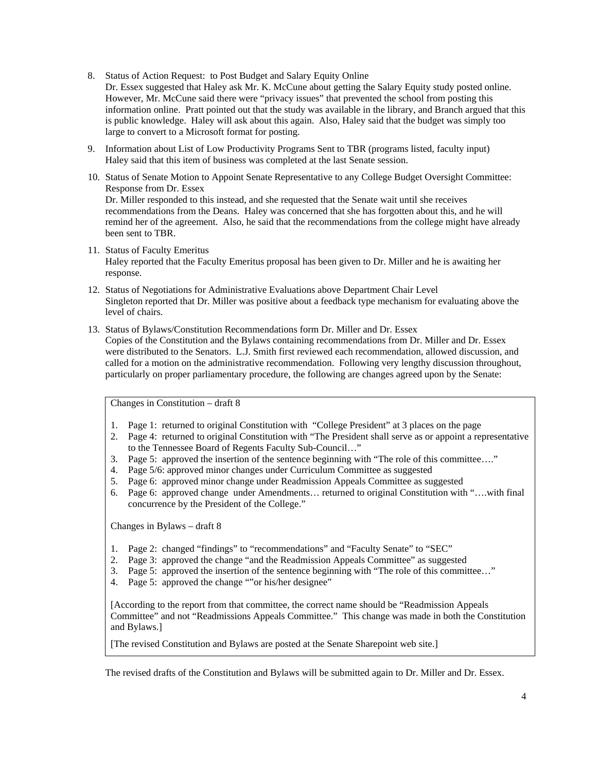8. Status of Action Request: to Post Budget and Salary Equity Online
   Dr. Essex suggested that Haley ask Mr. K. McCune about getting the Salary Equity study posted online. However, Mr. McCune said there were "privacy issues" that prevented the school from posting this information online. Pratt pointed out that the study was available in the library, and Branch argued that this is public knowledge. Haley will ask about this again. Also, Haley said that the budget was simply too large to convert to a Microsoft format for posting.

9. Information about List of Low Productivity Programs Sent to TBR (programs listed, faculty input)
   Haley said that this item of business was completed at the last Senate session.

10. Status of Senate Motion to Appoint Senate Representative to any College Budget Oversight Committee: Response from Dr. Essex
    Dr. Miller responded to this instead, and she requested that the Senate wait until she receives recommendations from the Deans. Haley was concerned that she has forgotten about this, and he will remind her of the agreement. Also, he said that the recommendations from the college might have already been sent to TBR.

11. Status of Faculty Emeritus
    Haley reported that the Faculty Emeritus proposal has been given to Dr. Miller and he is awaiting her response.

12. Status of Negotiations for Administrative Evaluations above Department Chair Level
    Singleton reported that Dr. Miller was positive about a feedback type mechanism for evaluating above the level of chairs.

13. Status of Bylaws/Constitution Recommendations form Dr. Miller and Dr. Essex
    Copies of the Constitution and the Bylaws containing recommendations from Dr. Miller and Dr. Essex were distributed to the Senators. L.J. Smith first reviewed each recommendation, allowed discussion, and called for a motion on the administrative recommendation. Following very lengthy discussion throughout, particularly on proper parliamentary procedure, the following are changes agreed upon by the Senate:

    Changes in Constitution – draft 8

    1. Page 1: returned to original Constitution with "College President" at 3 places on the page
    2. Page 4: returned to original Constitution with "The President shall serve as or appoint a representative to the Tennessee Board of Regents Faculty Sub-Council…"
    3. Page 5: approved the insertion of the sentence beginning with "The role of this committee…."
    4. Page 5/6: approved minor changes under Curriculum Committee as suggested
    5. Page 6: approved minor change under Readmission Appeals Committee as suggested
    6. Page 6: approved change under Amendments… returned to original Constitution with "….with final concurrence by the President of the College."

    Changes in Bylaws – draft 8

    1. Page 2: changed "findings" to "recommendations" and "Faculty Senate" to "SEC"
    2. Page 3: approved the change "and the Readmission Appeals Committee" as suggested
    3. Page 5: approved the insertion of the sentence beginning with "The role of this committee…"
    4. Page 5: approved the change ""or his/her designee"

    [According to the report from that committee, the correct name should be "Readmission Appeals Committee" and not "Readmissions Appeals Committee." This change was made in both the Constitution and Bylaws.]

    [The revised Constitution and Bylaws are posted at the Senate Sharepoint web site.]

    The revised drafts of the Constitution and Bylaws will be submitted again to Dr. Miller and Dr. Essex.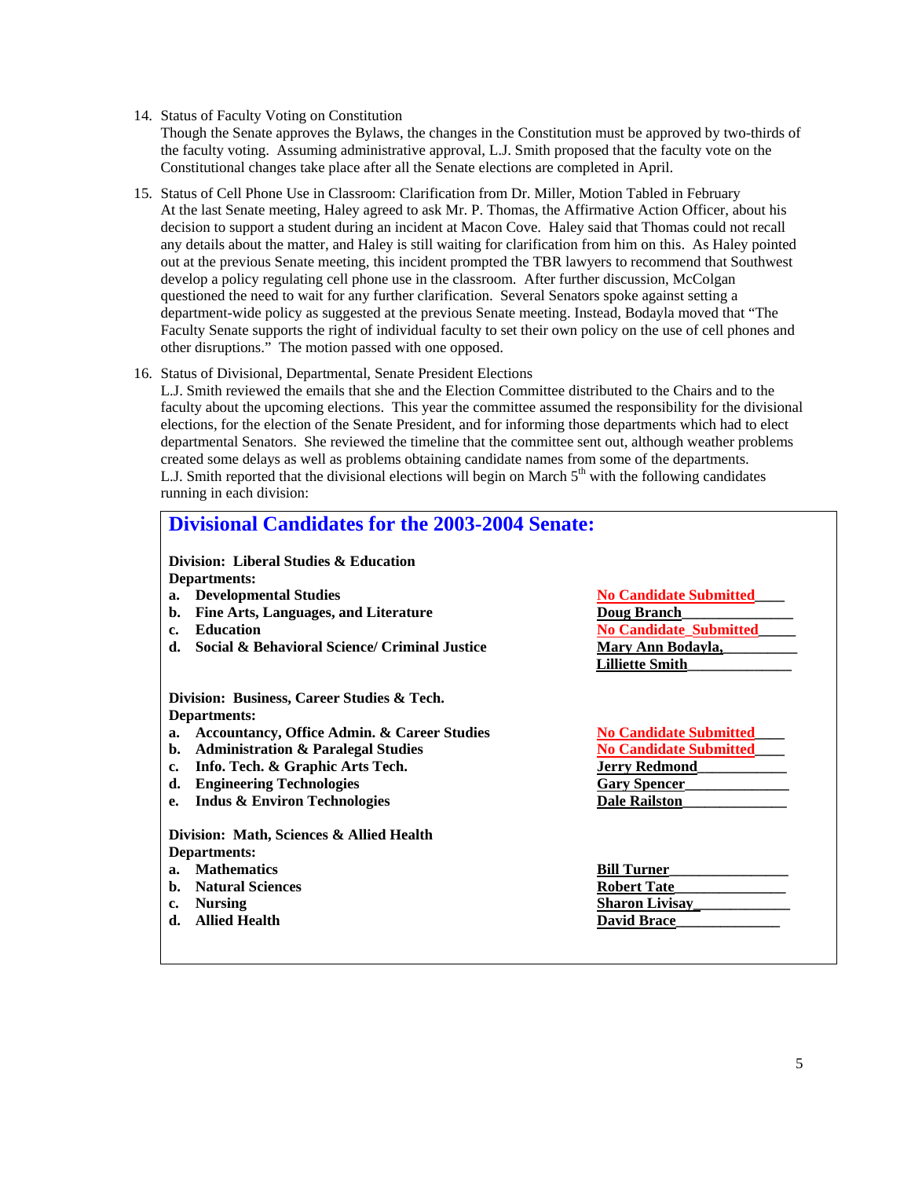14. Status of Faculty Voting on Constitution
    Though the Senate approves the Bylaws, the changes in the Constitution must be approved by two-thirds of the faculty voting. Assuming administrative approval, L.J. Smith proposed that the faculty vote on the Constitutional changes take place after all the Senate elections are completed in April.

15. Status of Cell Phone Use in Classroom: Clarification from Dr. Miller, Motion Tabled in February
    At the last Senate meeting, Haley agreed to ask Mr. P. Thomas, the Affirmative Action Officer, about his decision to support a student during an incident at Macon Cove. Haley said that Thomas could not recall any details about the matter, and Haley is still waiting for clarification from him on this. As Haley pointed out at the previous Senate meeting, this incident prompted the TBR lawyers to recommend that Southwest develop a policy regulating cell phone use in the classroom. After further discussion, McColgan questioned the need to wait for any further clarification. Several Senators spoke against setting a department-wide policy as suggested at the previous Senate meeting. Instead, Bodayla moved that "The Faculty Senate supports the right of individual faculty to set their own policy on the use of cell phones and other disruptions." The motion passed with one opposed.

16. Status of Divisional, Departmental, Senate President Elections
    L.J. Smith reviewed the emails that she and the Election Committee distributed to the Chairs and to the faculty about the upcoming elections. This year the committee assumed the responsibility for the divisional elections, for the election of the Senate President, and for informing those departments which had to elect departmental Senators. She reviewed the timeline that the committee sent out, although weather problems created some delays as well as problems obtaining candidate names from some of the departments. L.J. Smith reported that the divisional elections will begin on March 5th with the following candidates running in each division:

## Divisional Candidates for the 2003-2004 Senate:

**Division: Liberal Studies & Education**
**Departments:**

| | Department | Candidate |
|---|---|---|
| **a.** | **Developmental Studies** | **No Candidate Submitted** |
| **b.** | **Fine Arts, Languages, and Literature** | **Doug Branch** |
| **c.** | **Education** | **No Candidate Submitted** |
| **d.** | **Social & Behavioral Science/ Criminal Justice** | **Mary Ann Bodayla,** **Lilliette Smith** |

**Division: Business, Career Studies & Tech.**
**Departments:**

| | Department | Candidate |
|---|---|---|
| **a.** | **Accountancy, Office Admin. & Career Studies** | **No Candidate Submitted** |
| **b.** | **Administration & Paralegal Studies** | **No Candidate Submitted** |
| **c.** | **Info. Tech. & Graphic Arts Tech.** | **Jerry Redmond** |
| **d.** | **Engineering Technologies** | **Gary Spencer** |
| **e.** | **Indus & Environ Technologies** | **Dale Railston** |

**Division: Math, Sciences & Allied Health**
**Departments:**

| | Department | Candidate |
|---|---|---|
| **a.** | **Mathematics** | **Bill Turner** |
| **b.** | **Natural Sciences** | **Robert Tate** |
| **c.** | **Nursing** | **Sharon Livisay** |
| **d.** | **Allied Health** | **David Brace** |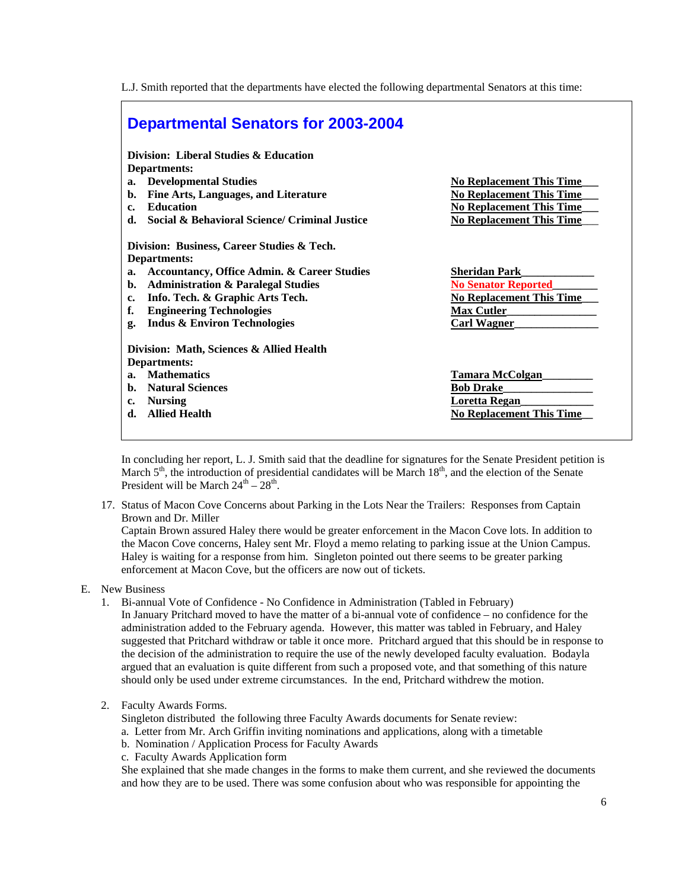L.J. Smith reported that the departments have elected the following departmental Senators at this time:

## Departmental Senators for 2003-2004

**Division: Liberal Studies & Education**
**Departments:**

| | Department | Senator |
|---|---|---|
| a. | **Developmental Studies** | **No Replacement This Time** |
| b. | **Fine Arts, Languages, and Literature** | **No Replacement This Time** |
| c. | **Education** | **No Replacement This Time** |
| d. | **Social & Behavioral Science/ Criminal Justice** | **No Replacement This Time** |

**Division: Business, Career Studies & Tech.**
**Departments:**

| | Department | Senator |
|---|---|---|
| a. | **Accountancy, Office Admin. & Career Studies** | **Sheridan Park** |
| b. | **Administration & Paralegal Studies** | **No Senator Reported** |
| c. | **Info. Tech. & Graphic Arts Tech.** | **No Replacement This Time** |
| f. | **Engineering Technologies** | **Max Cutler** |
| g. | **Indus & Environ Technologies** | **Carl Wagner** |

**Division: Math, Sciences & Allied Health**
**Departments:**

| | Department | Senator |
|---|---|---|
| a. | **Mathematics** | **Tamara McColgan** |
| b. | **Natural Sciences** | **Bob Drake** |
| c. | **Nursing** | **Loretta Regan** |
| d. | **Allied Health** | **No Replacement This Time** |

In concluding her report, L. J. Smith said that the deadline for signatures for the Senate President petition is March 5th, the introduction of presidential candidates will be March 18th, and the election of the Senate President will be March 24th – 28th.

17. Status of Macon Cove Concerns about Parking in the Lots Near the Trailers: Responses from Captain Brown and Dr. Miller
    Captain Brown assured Haley there would be greater enforcement in the Macon Cove lots. In addition to the Macon Cove concerns, Haley sent Mr. Floyd a memo relating to parking issue at the Union Campus. Haley is waiting for a response from him. Singleton pointed out there seems to be greater parking enforcement at Macon Cove, but the officers are now out of tickets.

E. New Business

1. Bi-annual Vote of Confidence - No Confidence in Administration (Tabled in February)
   In January Pritchard moved to have the matter of a bi-annual vote of confidence – no confidence for the administration added to the February agenda. However, this matter was tabled in February, and Haley suggested that Pritchard withdraw or table it once more. Pritchard argued that this should be in response to the decision of the administration to require the use of the newly developed faculty evaluation. Bodayla argued that an evaluation is quite different from such a proposed vote, and that something of this nature should only be used under extreme circumstances. In the end, Pritchard withdrew the motion.

2. Faculty Awards Forms.
   Singleton distributed the following three Faculty Awards documents for Senate review:
   a. Letter from Mr. Arch Griffin inviting nominations and applications, along with a timetable
   b. Nomination / Application Process for Faculty Awards
   c. Faculty Awards Application form
   She explained that she made changes in the forms to make them current, and she reviewed the documents and how they are to be used. There was some confusion about who was responsible for appointing the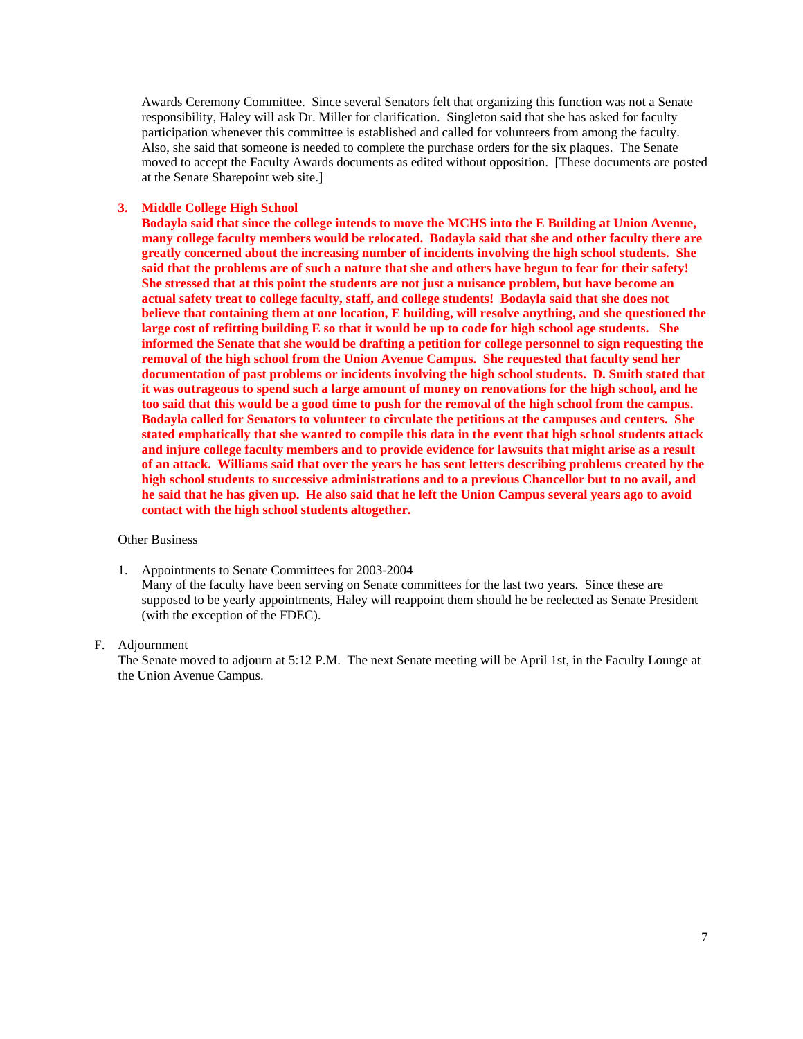Awards Ceremony Committee. Since several Senators felt that organizing this function was not a Senate responsibility, Haley will ask Dr. Miller for clarification. Singleton said that she has asked for faculty participation whenever this committee is established and called for volunteers from among the faculty. Also, she said that someone is needed to complete the purchase orders for the six plaques. The Senate moved to accept the Faculty Awards documents as edited without opposition. [These documents are posted at the Senate Sharepoint web site.]

3. **Middle College High School**
   **Bodayla said that since the college intends to move the MCHS into the E Building at Union Avenue, many college faculty members would be relocated. Bodayla said that she and other faculty there are greatly concerned about the increasing number of incidents involving the high school students. She said that the problems are of such a nature that she and others have begun to fear for their safety! She stressed that at this point the students are not just a nuisance problem, but have become an actual safety treat to college faculty, staff, and college students! Bodayla said that she does not believe that containing them at one location, E building, will resolve anything, and she questioned the large cost of refitting building E so that it would be up to code for high school age students. She informed the Senate that she would be drafting a petition for college personnel to sign requesting the removal of the high school from the Union Avenue Campus. She requested that faculty send her documentation of past problems or incidents involving the high school students. D. Smith stated that it was outrageous to spend such a large amount of money on renovations for the high school, and he too said that this would be a good time to push for the removal of the high school from the campus. Bodayla called for Senators to volunteer to circulate the petitions at the campuses and centers. She stated emphatically that she wanted to compile this data in the event that high school students attack and injure college faculty members and to provide evidence for lawsuits that might arise as a result of an attack. Williams said that over the years he has sent letters describing problems created by the high school students to successive administrations and to a previous Chancellor but to no avail, and he said that he has given up. He also said that he left the Union Campus several years ago to avoid contact with the high school students altogether.**

Other Business

1. Appointments to Senate Committees for 2003-2004
   Many of the faculty have been serving on Senate committees for the last two years. Since these are supposed to be yearly appointments, Haley will reappoint them should he be reelected as Senate President (with the exception of the FDEC).

F. Adjournment
   The Senate moved to adjourn at 5:12 P.M. The next Senate meeting will be April 1st, in the Faculty Lounge at the Union Avenue Campus.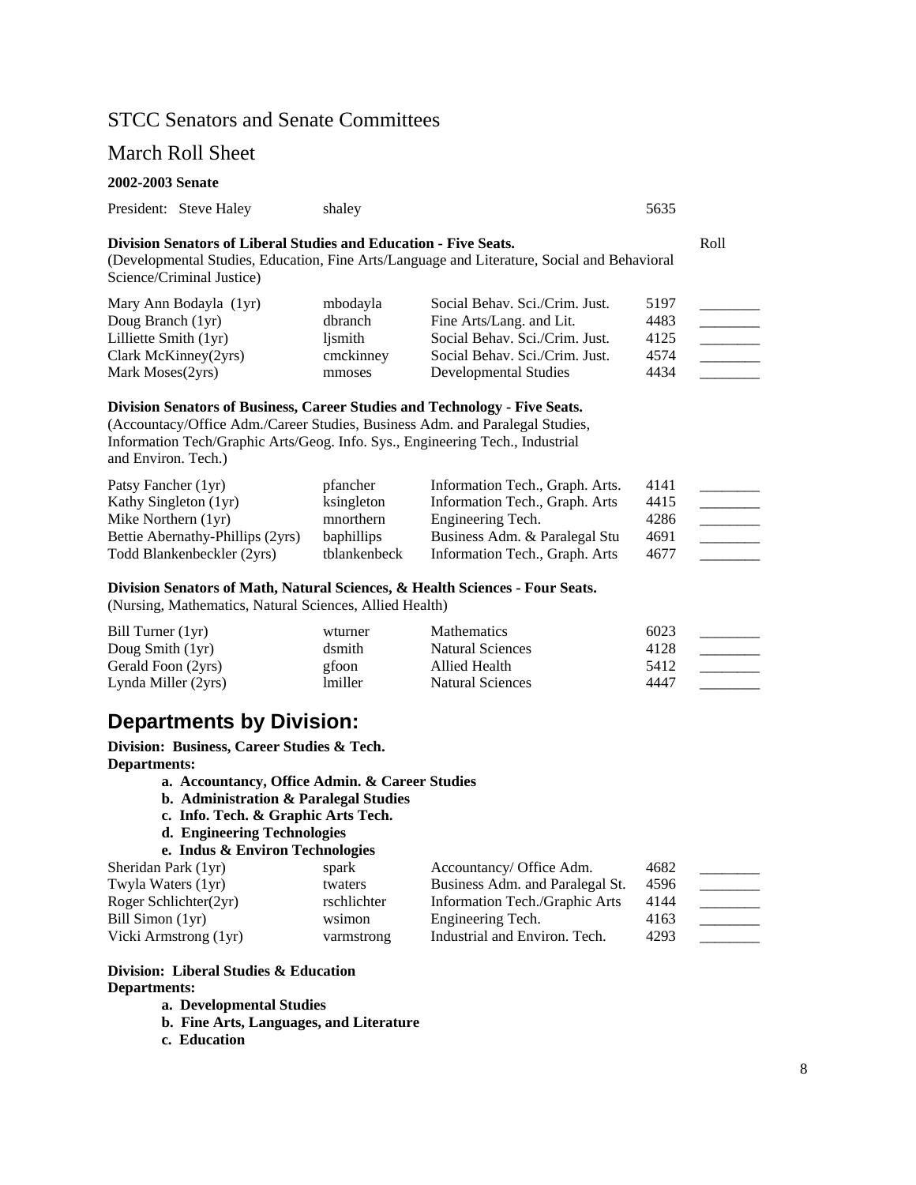## STCC Senators and Senate Committees

## March Roll Sheet

**2002-2003 Senate**

President: Steve Haley shaley 5635

**Division Senators of Liberal Studies and Education - Five Seats.**
(Developmental Studies, Education, Fine Arts/Language and Literature, Social and Behavioral Science/Criminal Justice)

| Name | Username | Department | Ext. | Roll |
|---|---|---|---|---|
| Mary Ann Bodayla (1yr) | mbodayla | Social Behav. Sci./Crim. Just. | 5197 | ________ |
| Doug Branch (1yr) | dbranch | Fine Arts/Lang. and Lit. | 4483 | ________ |
| Lilliette Smith (1yr) | ljsmith | Social Behav. Sci./Crim. Just. | 4125 | ________ |
| Clark McKinney(2yrs) | cmckinney | Social Behav. Sci./Crim. Just. | 4574 | ________ |
| Mark Moses(2yrs) | mmoses | Developmental Studies | 4434 | ________ |

**Division Senators of Business, Career Studies and Technology - Five Seats.**
(Accountacy/Office Adm./Career Studies, Business Adm. and Paralegal Studies, Information Tech/Graphic Arts/Geog. Info. Sys., Engineering Tech., Industrial and Environ. Tech.)

| Name | Username | Department | Ext. | Roll |
|---|---|---|---|---|
| Patsy Fancher (1yr) | pfancher | Information Tech., Graph. Arts. | 4141 | ________ |
| Kathy Singleton (1yr) | ksingleton | Information Tech., Graph. Arts | 4415 | ________ |
| Mike Northern (1yr) | mnorthern | Engineering Tech. | 4286 | ________ |
| Bettie Abernathy-Phillips (2yrs) | baphillips | Business Adm. & Paralegal Stu | 4691 | ________ |
| Todd Blankenbeckler (2yrs) | tblankenbeck | Information Tech., Graph. Arts | 4677 | ________ |

**Division Senators of Math, Natural Sciences, & Health Sciences - Four Seats.**
(Nursing, Mathematics, Natural Sciences, Allied Health)

| Name | Username | Department | Ext. | Roll |
|---|---|---|---|---|
| Bill Turner (1yr) | wturner | Mathematics | 6023 | ________ |
| Doug Smith (1yr) | dsmith | Natural Sciences | 4128 | ________ |
| Gerald Foon (2yrs) | gfoon | Allied Health | 5412 | ________ |
| Lynda Miller (2yrs) | lmiller | Natural Sciences | 4447 | ________ |

## Departments by Division:

**Division: Business, Career Studies & Tech.**
**Departments:**

- **a. Accountancy, Office Admin. & Career Studies**
- **b. Administration & Paralegal Studies**
- **c. Info. Tech. & Graphic Arts Tech.**
- **d. Engineering Technologies**
- **e. Indus & Environ Technologies**

| Name | Username | Department | Ext. | Roll |
|---|---|---|---|---|
| Sheridan Park (1yr) | spark | Accountancy/ Office Adm. | 4682 | ________ |
| Twyla Waters (1yr) | twaters | Business Adm. and Paralegal St. | 4596 | ________ |
| Roger Schlichter(2yr) | rschlichter | Information Tech./Graphic Arts | 4144 | ________ |
| Bill Simon (1yr) | wsimon | Engineering Tech. | 4163 | ________ |
| Vicki Armstrong (1yr) | varmstrong | Industrial and Environ. Tech. | 4293 | ________ |

**Division: Liberal Studies & Education**
**Departments:**

- **a. Developmental Studies**
- **b. Fine Arts, Languages, and Literature**
- **c. Education**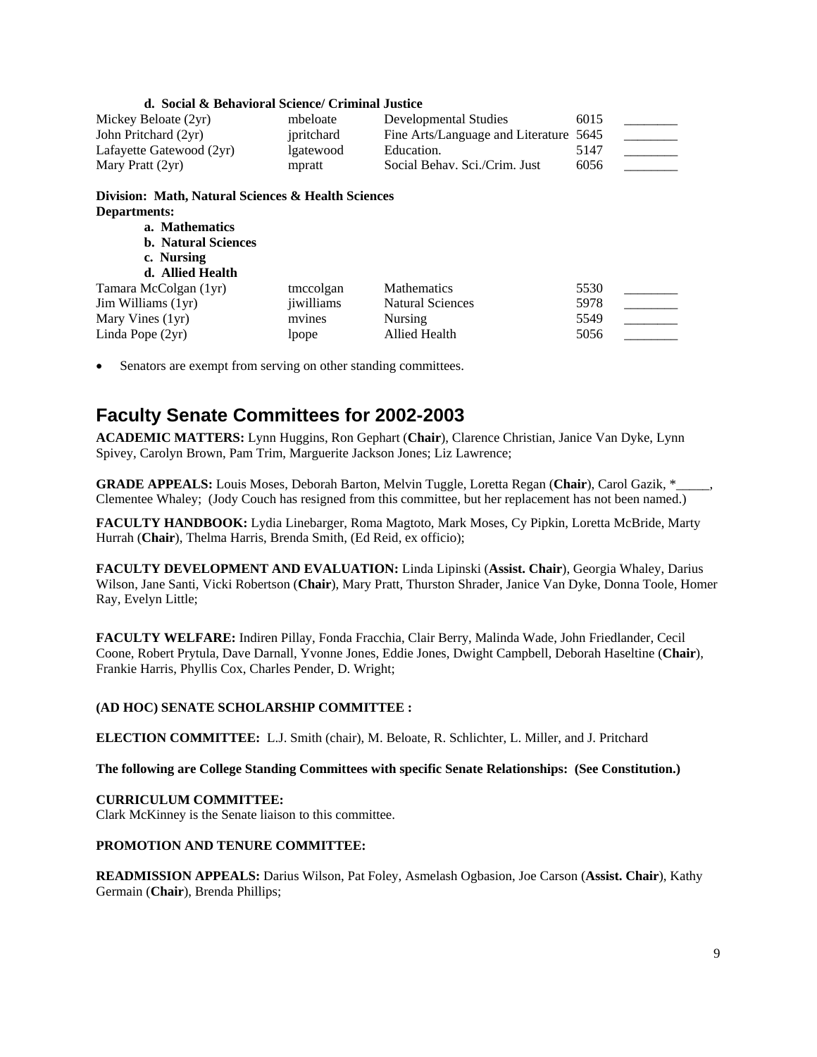**d. Social & Behavioral Science/ Criminal Justice**

| | | | | |
|---|---|---|---|---|
| Mickey Beloate (2yr) | mbeloate | Developmental Studies | 6015 | ________ |
| John Pritchard (2yr) | jpritchard | Fine Arts/Language and Literature | 5645 | ________ |
| Lafayette Gatewood (2yr) | lgatewood | Education. | 5147 | ________ |
| Mary Pratt (2yr) | mpratt | Social Behav. Sci./Crim. Just | 6056 | ________ |

**Division: Math, Natural Sciences & Health Sciences**
**Departments:**

**a. Mathematics**
**b. Natural Sciences**
**c. Nursing**
**d. Allied Health**

| | | | | |
|---|---|---|---|---|
| Tamara McColgan (1yr) | tmccolgan | Mathematics | 5530 | ________ |
| Jim Williams (1yr) | jiwilliams | Natural Sciences | 5978 | ________ |
| Mary Vines (1yr) | mvines | Nursing | 5549 | ________ |
| Linda Pope (2yr) | lpope | Allied Health | 5056 | ________ |

- Senators are exempt from serving on other standing committees.

## Faculty Senate Committees for 2002-2003

**ACADEMIC MATTERS:** Lynn Huggins, Ron Gephart (**Chair**), Clarence Christian, Janice Van Dyke, Lynn Spivey, Carolyn Brown, Pam Trim, Marguerite Jackson Jones; Liz Lawrence;

**GRADE APPEALS:** Louis Moses, Deborah Barton, Melvin Tuggle, Loretta Regan (**Chair**), Carol Gazik, *_____, Clementee Whaley; (Jody Couch has resigned from this committee, but her replacement has not been named.)

**FACULTY HANDBOOK:** Lydia Linebarger, Roma Magtoto, Mark Moses, Cy Pipkin, Loretta McBride, Marty Hurrah (**Chair**), Thelma Harris, Brenda Smith, (Ed Reid, ex officio);

**FACULTY DEVELOPMENT AND EVALUATION:** Linda Lipinski (**Assist. Chair**), Georgia Whaley, Darius Wilson, Jane Santi, Vicki Robertson (**Chair**), Mary Pratt, Thurston Shrader, Janice Van Dyke, Donna Toole, Homer Ray, Evelyn Little;

**FACULTY WELFARE:** Indiren Pillay, Fonda Fracchia, Clair Berry, Malinda Wade, John Friedlander, Cecil Coone, Robert Prytula, Dave Darnall, Yvonne Jones, Eddie Jones, Dwight Campbell, Deborah Haseltine (**Chair**), Frankie Harris, Phyllis Cox, Charles Pender, D. Wright;

**(AD HOC) SENATE SCHOLARSHIP COMMITTEE :**

**ELECTION COMMITTEE:** L.J. Smith (chair), M. Beloate, R. Schlichter, L. Miller, and J. Pritchard

**The following are College Standing Committees with specific Senate Relationships: (See Constitution.)**

**CURRICULUM COMMITTEE:**
Clark McKinney is the Senate liaison to this committee.

**PROMOTION AND TENURE COMMITTEE:**

**READMISSION APPEALS:** Darius Wilson, Pat Foley, Asmelash Ogbasion, Joe Carson (**Assist. Chair**), Kathy Germain (**Chair**), Brenda Phillips;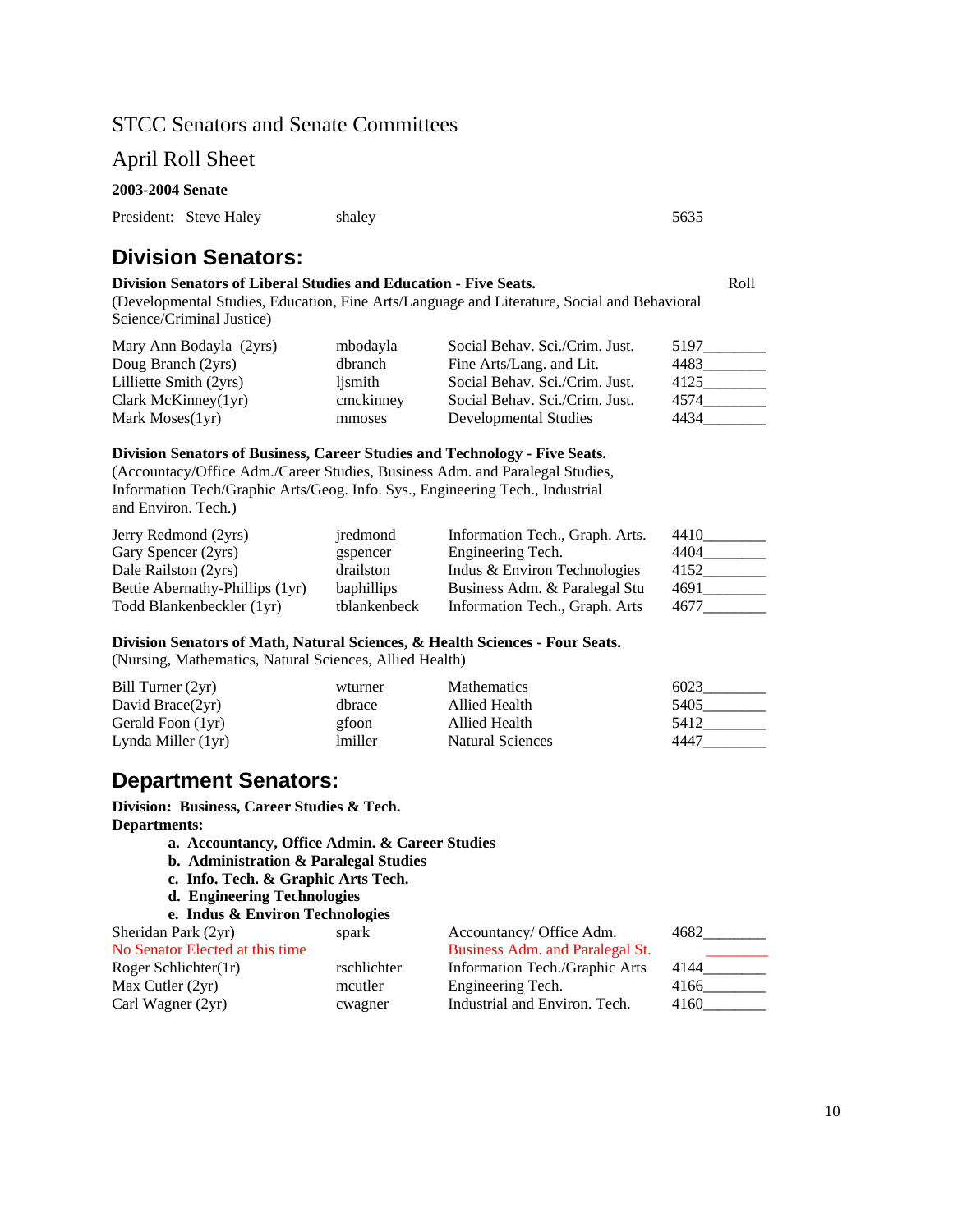## STCC Senators and Senate Committees

## April Roll Sheet

**2003-2004 Senate**

President: Steve Haley shaley 5635

# Division Senators:

**Division Senators of Liberal Studies and Education - Five Seats.** Roll

(Developmental Studies, Education, Fine Arts/Language and Literature, Social and Behavioral Science/Criminal Justice)

| | | | |
|---|---|---|---|
| Mary Ann Bodayla (2yrs) | mbodayla | Social Behav. Sci./Crim. Just. | 5197________ |
| Doug Branch (2yrs) | dbranch | Fine Arts/Lang. and Lit. | 4483________ |
| Lilliette Smith (2yrs) | ljsmith | Social Behav. Sci./Crim. Just. | 4125________ |
| Clark McKinney(1yr) | cmckinney | Social Behav. Sci./Crim. Just. | 4574________ |
| Mark Moses(1yr) | mmoses | Developmental Studies | 4434________ |

**Division Senators of Business, Career Studies and Technology - Five Seats.**

(Accountacy/Office Adm./Career Studies, Business Adm. and Paralegal Studies, Information Tech/Graphic Arts/Geog. Info. Sys., Engineering Tech., Industrial and Environ. Tech.)

| | | | |
|---|---|---|---|
| Jerry Redmond (2yrs) | jredmond | Information Tech., Graph. Arts. | 4410________ |
| Gary Spencer (2yrs) | gspencer | Engineering Tech. | 4404________ |
| Dale Railston (2yrs) | drailston | Indus & Environ Technologies | 4152________ |
| Bettie Abernathy-Phillips (1yr) | baphillips | Business Adm. & Paralegal Stu | 4691________ |
| Todd Blankenbeckler (1yr) | tblankenbeck | Information Tech., Graph. Arts | 4677________ |

**Division Senators of Math, Natural Sciences, & Health Sciences - Four Seats.**

(Nursing, Mathematics, Natural Sciences, Allied Health)

| | | | |
|---|---|---|---|
| Bill Turner (2yr) | wturner | Mathematics | 6023________ |
| David Brace(2yr) | dbrace | Allied Health | 5405________ |
| Gerald Foon (1yr) | gfoon | Allied Health | 5412________ |
| Lynda Miller (1yr) | lmiller | Natural Sciences | 4447________ |

# Department Senators:

**Division: Business, Career Studies & Tech.**

**Departments:**

- **a. Accountancy, Office Admin. & Career Studies**
- **b. Administration & Paralegal Studies**
- **c. Info. Tech. & Graphic Arts Tech.**
- **d. Engineering Technologies**
- **e. Indus & Environ Technologies**

| | | | |
|---|---|---|---|
| Sheridan Park (2yr) | spark | Accountancy/ Office Adm. | 4682________ |
| No Senator Elected at this time | | Business Adm. and Paralegal St. | ________ |
| Roger Schlichter(1r) | rschlichter | Information Tech./Graphic Arts | 4144________ |
| Max Cutler (2yr) | mcutler | Engineering Tech. | 4166________ |
| Carl Wagner (2yr) | cwagner | Industrial and Environ. Tech. | 4160________ |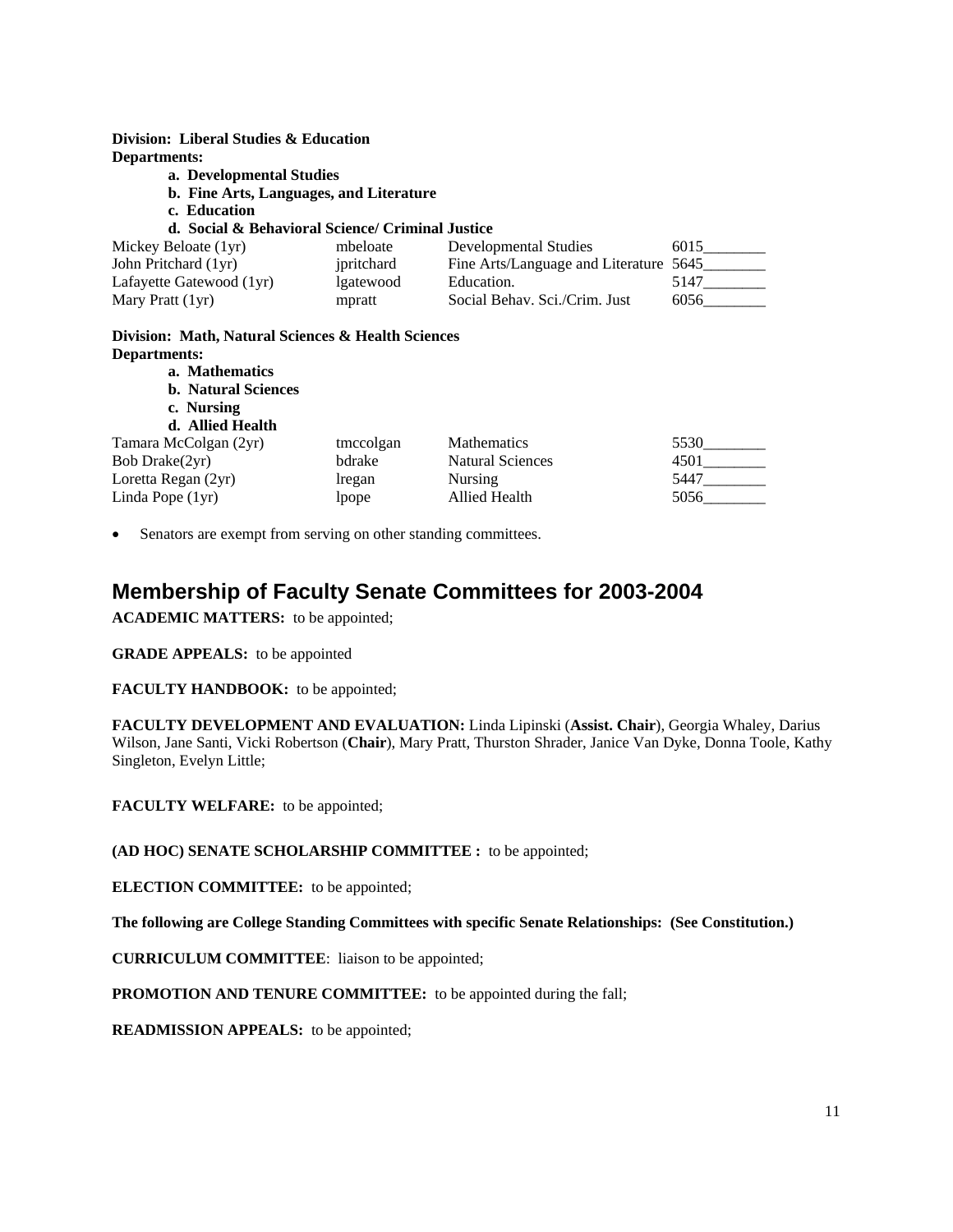**Division: Liberal Studies & Education**
**Departments:**

- **a. Developmental Studies**
- **b. Fine Arts, Languages, and Literature**
- **c. Education**
- **d. Social & Behavioral Science/ Criminal Justice**

| | | | |
|---|---|---|---|
| Mickey Beloate (1yr) | mbeloate | Developmental Studies | 6015________ |
| John Pritchard (1yr) | jpritchard | Fine Arts/Language and Literature | 5645________ |
| Lafayette Gatewood (1yr) | lgatewood | Education. | 5147________ |
| Mary Pratt (1yr) | mpratt | Social Behav. Sci./Crim. Just | 6056________ |

**Division: Math, Natural Sciences & Health Sciences**
**Departments:**

- **a. Mathematics**
- **b. Natural Sciences**
- **c. Nursing**
- **d. Allied Health**

| | | | |
|---|---|---|---|
| Tamara McColgan (2yr) | tmccolgan | Mathematics | 5530________ |
| Bob Drake(2yr) | bdrake | Natural Sciences | 4501________ |
| Loretta Regan (2yr) | lregan | Nursing | 5447________ |
| Linda Pope (1yr) | lpope | Allied Health | 5056________ |

- Senators are exempt from serving on other standing committees.

## Membership of Faculty Senate Committees for 2003-2004

**ACADEMIC MATTERS:** to be appointed;

**GRADE APPEALS:** to be appointed

**FACULTY HANDBOOK:** to be appointed;

**FACULTY DEVELOPMENT AND EVALUATION:** Linda Lipinski (**Assist. Chair**), Georgia Whaley, Darius Wilson, Jane Santi, Vicki Robertson (**Chair**), Mary Pratt, Thurston Shrader, Janice Van Dyke, Donna Toole, Kathy Singleton, Evelyn Little;

**FACULTY WELFARE:** to be appointed;

**(AD HOC) SENATE SCHOLARSHIP COMMITTEE :** to be appointed;

**ELECTION COMMITTEE:** to be appointed;

**The following are College Standing Committees with specific Senate Relationships: (See Constitution.)**

**CURRICULUM COMMITTEE**: liaison to be appointed;

**PROMOTION AND TENURE COMMITTEE:** to be appointed during the fall;

**READMISSION APPEALS:** to be appointed;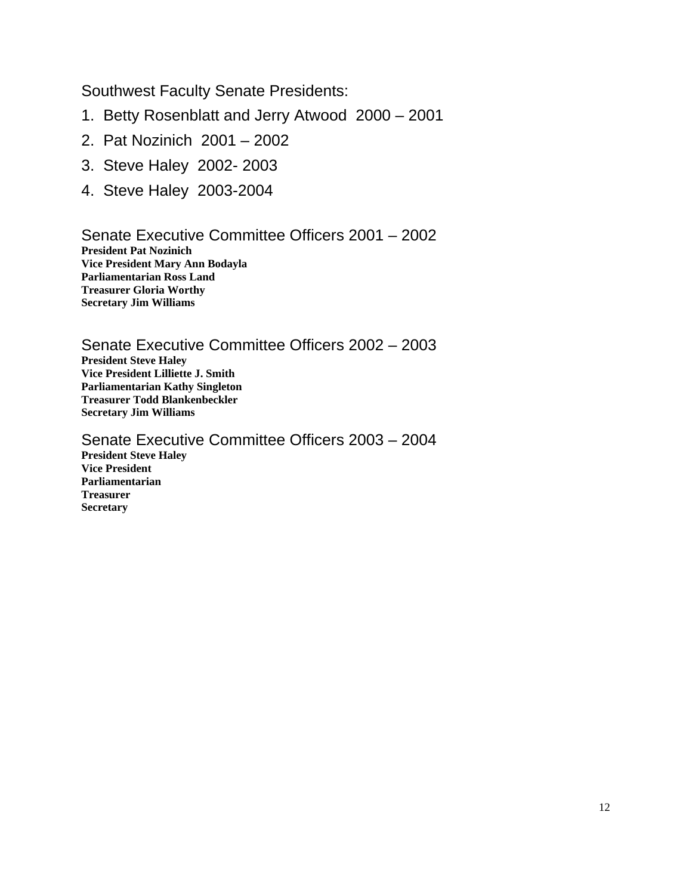Southwest Faculty Senate Presidents:

1. Betty Rosenblatt and Jerry Atwood 2000 – 2001
2. Pat Nozinich 2001 – 2002
3. Steve Haley 2002- 2003
4. Steve Haley 2003-2004

## Senate Executive Committee Officers 2001 – 2002

**President Pat Nozinich**
**Vice President Mary Ann Bodayla**
**Parliamentarian Ross Land**
**Treasurer Gloria Worthy**
**Secretary Jim Williams**

## Senate Executive Committee Officers 2002 – 2003

**President Steve Haley**
**Vice President Lilliette J. Smith**
**Parliamentarian Kathy Singleton**
**Treasurer Todd Blankenbeckler**
**Secretary Jim Williams**

## Senate Executive Committee Officers 2003 – 2004

**President Steve Haley**
**Vice President**
**Parliamentarian**
**Treasurer**
**Secretary**